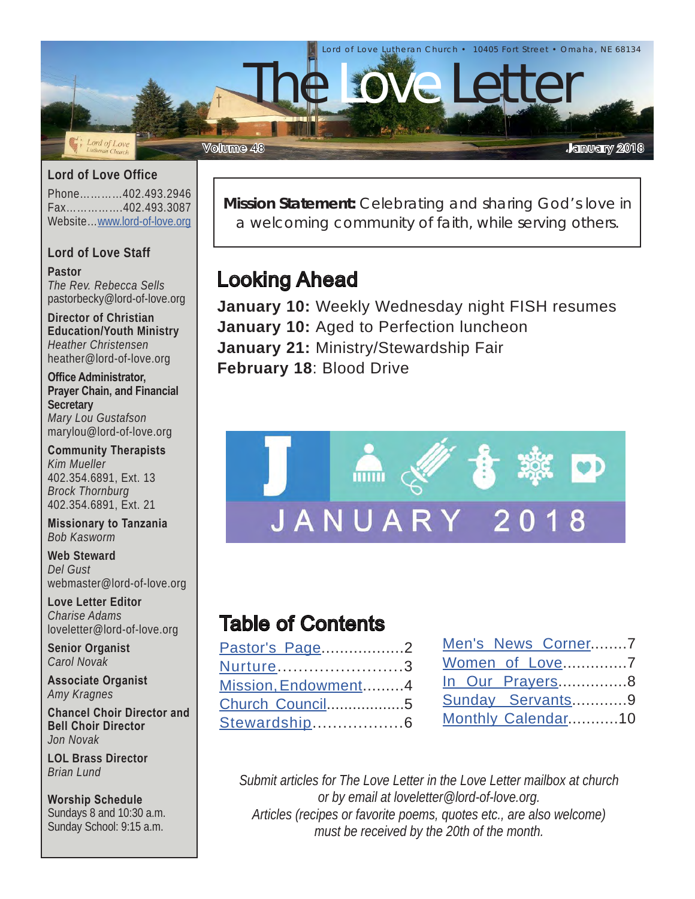Lord of Love Lutheran Church • 10405 Fort Street • Omaha, NE 68134

# The Love Letter

Volume 48 — January 2018

**Mission Statement:** Celebrating and sharing God's love in a welcoming community of faith, while serving others.

## Looking Ahead

**January 10:** Weekly Wednesday night FISH resumes
**January 10:** Aged to Perfection luncheon
**January 21:** Ministry/Stewardship Fair
**February 18**: Blood Drive

JANUARY 2018

## Table of Contents

- Pastor's Page.................2
- Nurture........................3
- Mission, Endowment.........4
- Church Council.................5
- Stewardship.................6
- Men's News Corner........7
- Women of Love.............7
- In Our Prayers...............8
- Sunday Servants............9
- Monthly Calendar...........10

*Submit articles for The Love Letter in the Love Letter mailbox at church or by email at loveletter@lord-of-love.org. Articles (recipes or favorite poems, quotes etc., are also welcome) must be received by the 20th of the month.*

### Lord of Love Office

Phone............402.493.2946
Fax................402.493.3087
Website...www.lord-of-love.org

### Lord of Love Staff

**Pastor**
*The Rev. Rebecca Sells*
pastorbecky@lord-of-love.org

**Director of Christian Education/Youth Ministry**
*Heather Christensen*
heather@lord-of-love.org

**Office Administrator, Prayer Chain, and Financial Secretary**
*Mary Lou Gustafson*
marylou@lord-of-love.org

**Community Therapists**
*Kim Mueller*
402.354.6891, Ext. 13
*Brock Thornburg*
402.354.6891, Ext. 21

**Missionary to Tanzania**
*Bob Kasworm*

**Web Steward**
*Del Gust*
webmaster@lord-of-love.org

**Love Letter Editor**
*Charise Adams*
loveletter@lord-of-love.org

**Senior Organist**
*Carol Novak*

**Associate Organist**
*Amy Kragnes*

**Chancel Choir Director and Bell Choir Director**
*Jon Novak*

**LOL Brass Director**
*Brian Lund*

**Worship Schedule**
Sundays 8 and 10:30 a.m.
Sunday School: 9:15 a.m.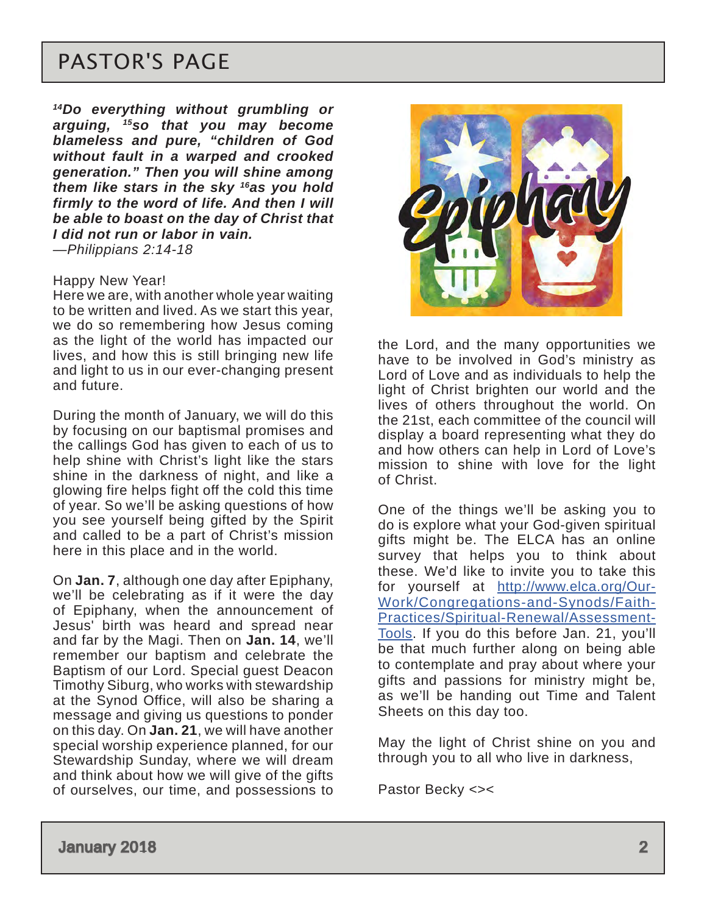# PASTOR'S PAGE

***[14]Do everything without grumbling or arguing, [15]so that you may become blameless and pure, "children of God without fault in a warped and crooked generation." Then you will shine among them like stars in the sky [16]as you hold firmly to the word of life. And then I will be able to boast on the day of Christ that I did not run or labor in vain.***
*—Philippians 2:14-18*

Happy New Year!
Here we are, with another whole year waiting to be written and lived. As we start this year, we do so remembering how Jesus coming as the light of the world has impacted our lives, and how this is still bringing new life and light to us in our ever-changing present and future.

During the month of January, we will do this by focusing on our baptismal promises and the callings God has given to each of us to help shine with Christ's light like the stars shine in the darkness of night, and like a glowing fire helps fight off the cold this time of year. So we'll be asking questions of how you see yourself being gifted by the Spirit and called to be a part of Christ's mission here in this place and in the world.

On **Jan. 7**, although one day after Epiphany, we'll be celebrating as if it were the day of Epiphany, when the announcement of Jesus' birth was heard and spread near and far by the Magi. Then on **Jan. 14**, we'll remember our baptism and celebrate the Baptism of our Lord. Special guest Deacon Timothy Siburg, who works with stewardship at the Synod Office, will also be sharing a message and giving us questions to ponder on this day. On **Jan. 21**, we will have another special worship experience planned, for our Stewardship Sunday, where we will dream and think about how we will give of the gifts of ourselves, our time, and possessions to the Lord, and the many opportunities we have to be involved in God's ministry as Lord of Love and as individuals to help the light of Christ brighten our world and the lives of others throughout the world. On the 21st, each committee of the council will display a board representing what they do and how others can help in Lord of Love's mission to shine with love for the light of Christ.

One of the things we'll be asking you to do is explore what your God-given spiritual gifts might be. The ELCA has an online survey that helps you to think about these. We'd like to invite you to take this for yourself at http://www.elca.org/Our-Work/Congregations-and-Synods/Faith-Practices/Spiritual-Renewal/Assessment-Tools. If you do this before Jan. 21, you'll be that much further along on being able to contemplate and pray about where your gifts and passions for ministry might be, as we'll be handing out Time and Talent Sheets on this day too.

May the light of Christ shine on you and through you to all who live in darkness,

Pastor Becky <><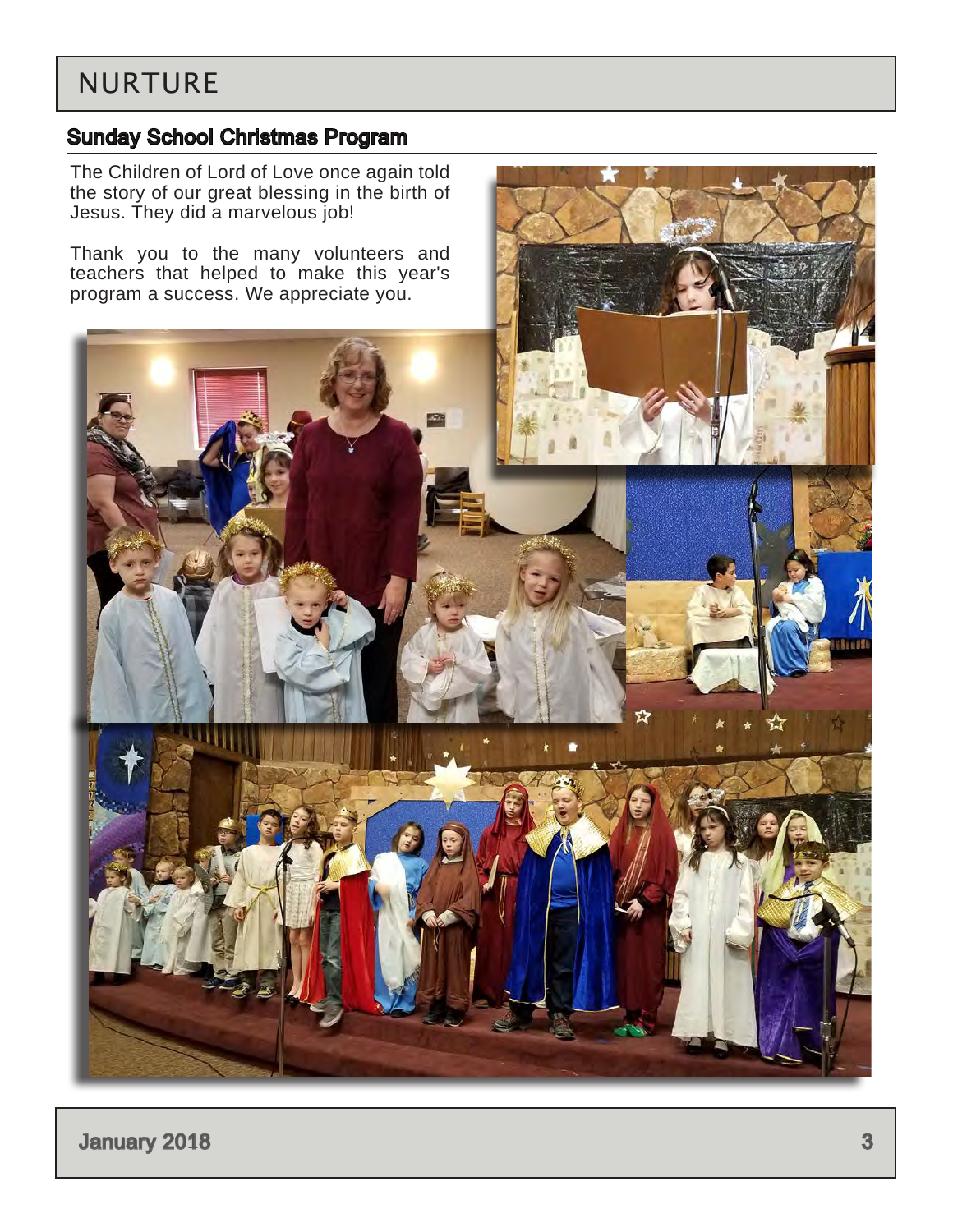# NURTURE

## Sunday School Christmas Program

The Children of Lord of Love once again told the story of our great blessing in the birth of Jesus. They did a marvelous job!

Thank you to the many volunteers and teachers that helped to make this year's program a success. We appreciate you.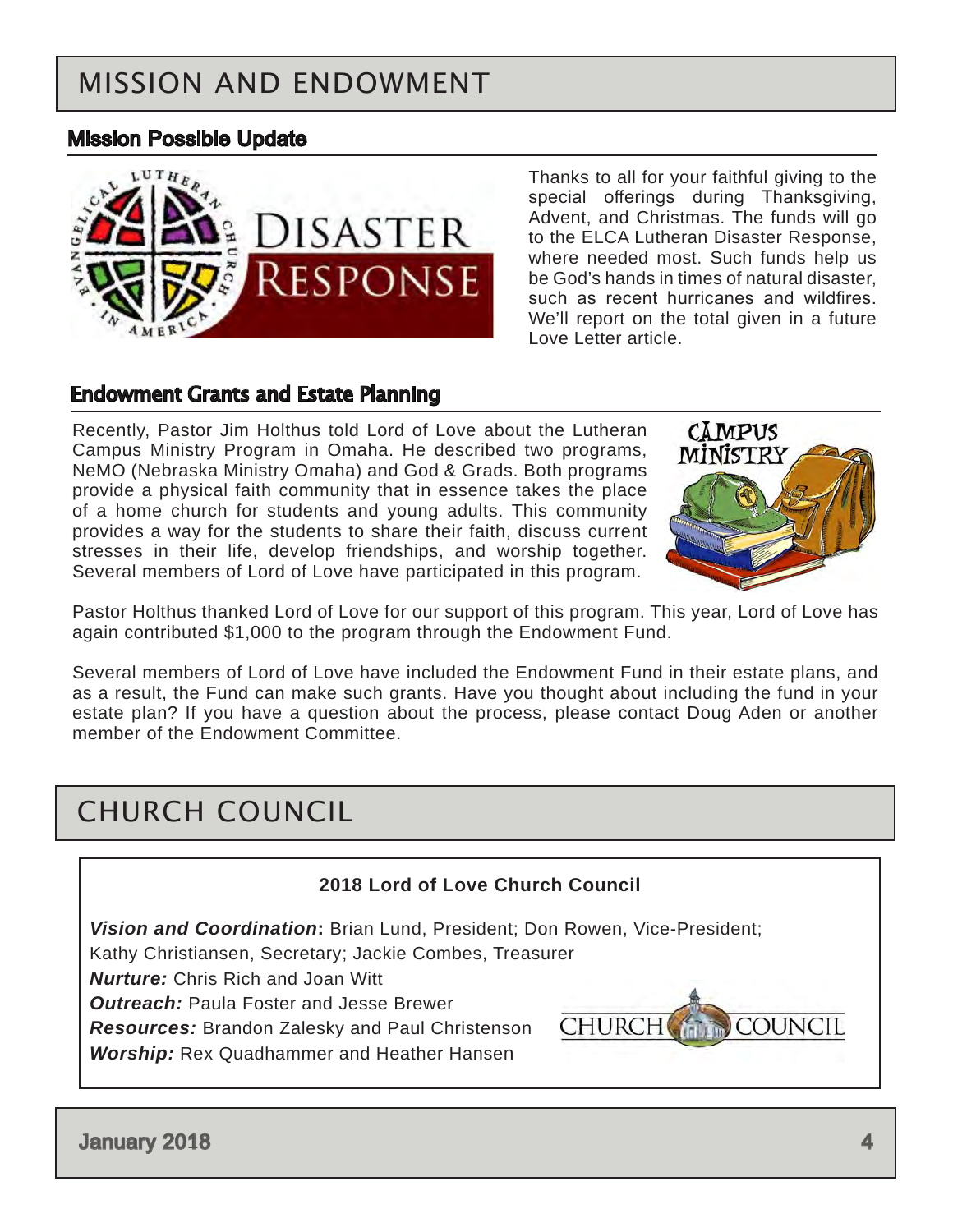# MISSION AND ENDOWMENT

## Mission Possible Update

Thanks to all for your faithful giving to the special offerings during Thanksgiving, Advent, and Christmas. The funds will go to the ELCA Lutheran Disaster Response, where needed most. Such funds help us be God's hands in times of natural disaster, such as recent hurricanes and wildfires. We'll report on the total given in a future Love Letter article.

## Endowment Grants and Estate Planning

Recently, Pastor Jim Holthus told Lord of Love about the Lutheran Campus Ministry Program in Omaha. He described two programs, NeMO (Nebraska Ministry Omaha) and God & Grads. Both programs provide a physical faith community that in essence takes the place of a home church for students and young adults. This community provides a way for the students to share their faith, discuss current stresses in their life, develop friendships, and worship together. Several members of Lord of Love have participated in this program.

Pastor Holthus thanked Lord of Love for our support of this program. This year, Lord of Love has again contributed $1,000 to the program through the Endowment Fund.

Several members of Lord of Love have included the Endowment Fund in their estate plans, and as a result, the Fund can make such grants. Have you thought about including the fund in your estate plan? If you have a question about the process, please contact Doug Aden or another member of the Endowment Committee.

# CHURCH COUNCIL

**2018 Lord of Love Church Council**

***Vision and Coordination*:** Brian Lund, President; Don Rowen, Vice-President; Kathy Christiansen, Secretary; Jackie Combes, Treasurer

***Nurture:*** Chris Rich and Joan Witt

***Outreach:*** Paula Foster and Jesse Brewer

***Resources:*** Brandon Zalesky and Paul Christenson

***Worship:*** Rex Quadhammer and Heather Hansen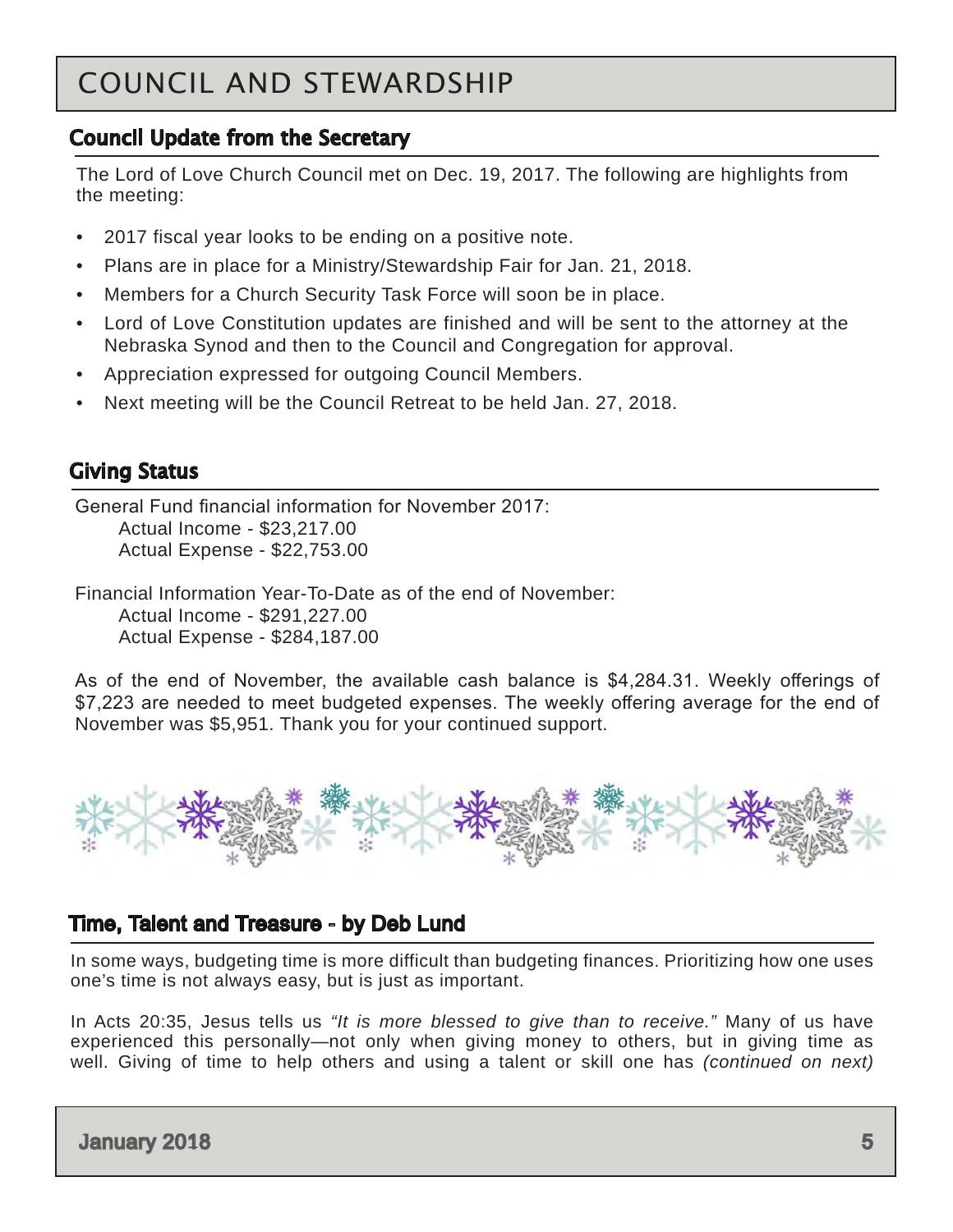# COUNCIL AND STEWARDSHIP

## Council Update from the Secretary

The Lord of Love Church Council met on Dec. 19, 2017. The following are highlights from the meeting:

- 2017 fiscal year looks to be ending on a positive note.
- Plans are in place for a Ministry/Stewardship Fair for Jan. 21, 2018.
- Members for a Church Security Task Force will soon be in place.
- Lord of Love Constitution updates are finished and will be sent to the attorney at the Nebraska Synod and then to the Council and Congregation for approval.
- Appreciation expressed for outgoing Council Members.
- Next meeting will be the Council Retreat to be held Jan. 27, 2018.

## Giving Status

General Fund financial information for November 2017:
Actual Income - $23,217.00
Actual Expense - $22,753.00

Financial Information Year-To-Date as of the end of November:
Actual Income - $291,227.00
Actual Expense - $284,187.00

As of the end of November, the available cash balance is $4,284.31. Weekly offerings of $7,223 are needed to meet budgeted expenses. The weekly offering average for the end of November was $5,951. Thank you for your continued support.

## Time, Talent and Treasure - by Deb Lund

In some ways, budgeting time is more difficult than budgeting finances. Prioritizing how one uses one's time is not always easy, but is just as important.

In Acts 20:35, Jesus tells us *"It is more blessed to give than to receive."* Many of us have experienced this personally—not only when giving money to others, but in giving time as well. Giving of time to help others and using a talent or skill one has *(continued on next)*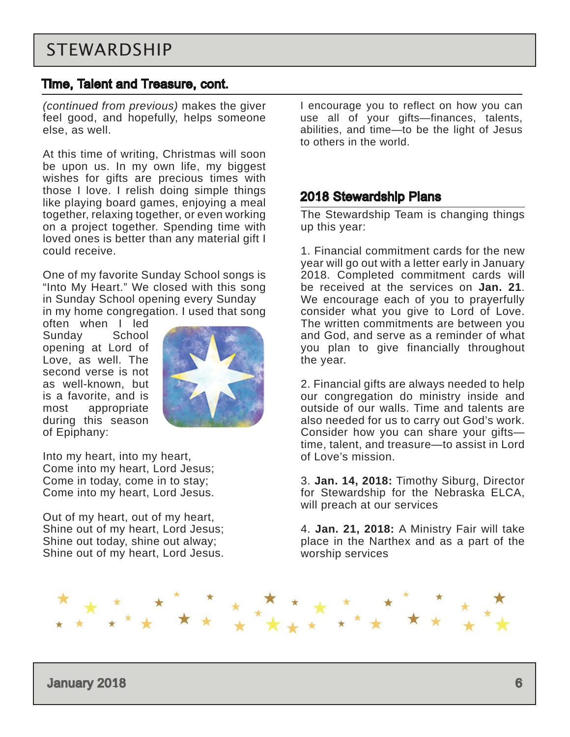# STEWARDSHIP

## Time, Talent and Treasure, cont.

*(continued from previous)* makes the giver feel good, and hopefully, helps someone else, as well.

At this time of writing, Christmas will soon be upon us. In my own life, my biggest wishes for gifts are precious times with those I love. I relish doing simple things like playing board games, enjoying a meal together, relaxing together, or even working on a project together. Spending time with loved ones is better than any material gift I could receive.

One of my favorite Sunday School songs is "Into My Heart." We closed with this song in Sunday School opening every Sunday in my home congregation. I used that song often when I led Sunday School opening at Lord of Love, as well. The second verse is not as well-known, but is a favorite, and is most appropriate during this season of Epiphany:

Into my heart, into my heart,
Come into my heart, Lord Jesus;
Come in today, come in to stay;
Come into my heart, Lord Jesus.

Out of my heart, out of my heart,
Shine out of my heart, Lord Jesus;
Shine out today, shine out alway;
Shine out of my heart, Lord Jesus.

I encourage you to reflect on how you can use all of your gifts—finances, talents, abilities, and time—to be the light of Jesus to others in the world.

## 2018 Stewardship Plans

The Stewardship Team is changing things up this year:

1. Financial commitment cards for the new year will go out with a letter early in January 2018. Completed commitment cards will be received at the services on **Jan. 21**. We encourage each of you to prayerfully consider what you give to Lord of Love. The written commitments are between you and God, and serve as a reminder of what you plan to give financially throughout the year.

2. Financial gifts are always needed to help our congregation do ministry inside and outside of our walls. Time and talents are also needed for us to carry out God's work. Consider how you can share your gifts—time, talent, and treasure—to assist in Lord of Love's mission.

3. **Jan. 14, 2018:** Timothy Siburg, Director for Stewardship for the Nebraska ELCA, will preach at our services

4. **Jan. 21, 2018:** A Ministry Fair will take place in the Narthex and as a part of the worship services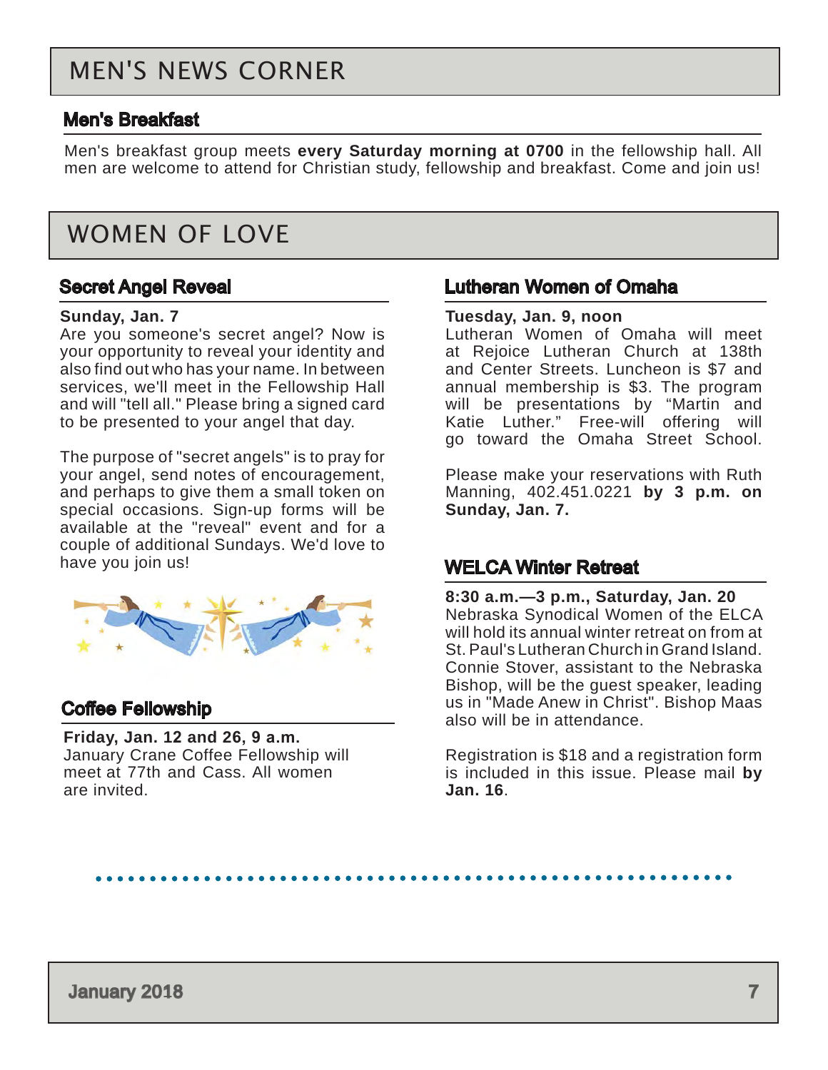# MEN'S NEWS CORNER

## Men's Breakfast

Men's breakfast group meets **every Saturday morning at 0700** in the fellowship hall. All men are welcome to attend for Christian study, fellowship and breakfast. Come and join us!

# WOMEN OF LOVE

## Secret Angel Reveal

**Sunday, Jan. 7**
Are you someone's secret angel? Now is your opportunity to reveal your identity and also find out who has your name. In between services, we'll meet in the Fellowship Hall and will "tell all." Please bring a signed card to be presented to your angel that day.

The purpose of "secret angels" is to pray for your angel, send notes of encouragement, and perhaps to give them a small token on special occasions. Sign-up forms will be available at the "reveal" event and for a couple of additional Sundays. We'd love to have you join us!

## Coffee Fellowship

**Friday, Jan. 12 and 26, 9 a.m.**
January Crane Coffee Fellowship will meet at 77th and Cass. All women are invited.

## Lutheran Women of Omaha

**Tuesday, Jan. 9, noon**
Lutheran Women of Omaha will meet at Rejoice Lutheran Church at 138th and Center Streets. Luncheon is $7 and annual membership is $3. The program will be presentations by "Martin and Katie Luther." Free-will offering will go toward the Omaha Street School.

Please make your reservations with Ruth Manning, 402.451.0221 **by 3 p.m. on Sunday, Jan. 7.**

## WELCA Winter Retreat

**8:30 a.m.—3 p.m., Saturday, Jan. 20**
Nebraska Synodical Women of the ELCA will hold its annual winter retreat on from at St. Paul's Lutheran Church in Grand Island. Connie Stover, assistant to the Nebraska Bishop, will be the guest speaker, leading us in "Made Anew in Christ". Bishop Maas also will be in attendance.

Registration is $18 and a registration form is included in this issue. Please mail **by Jan. 16**.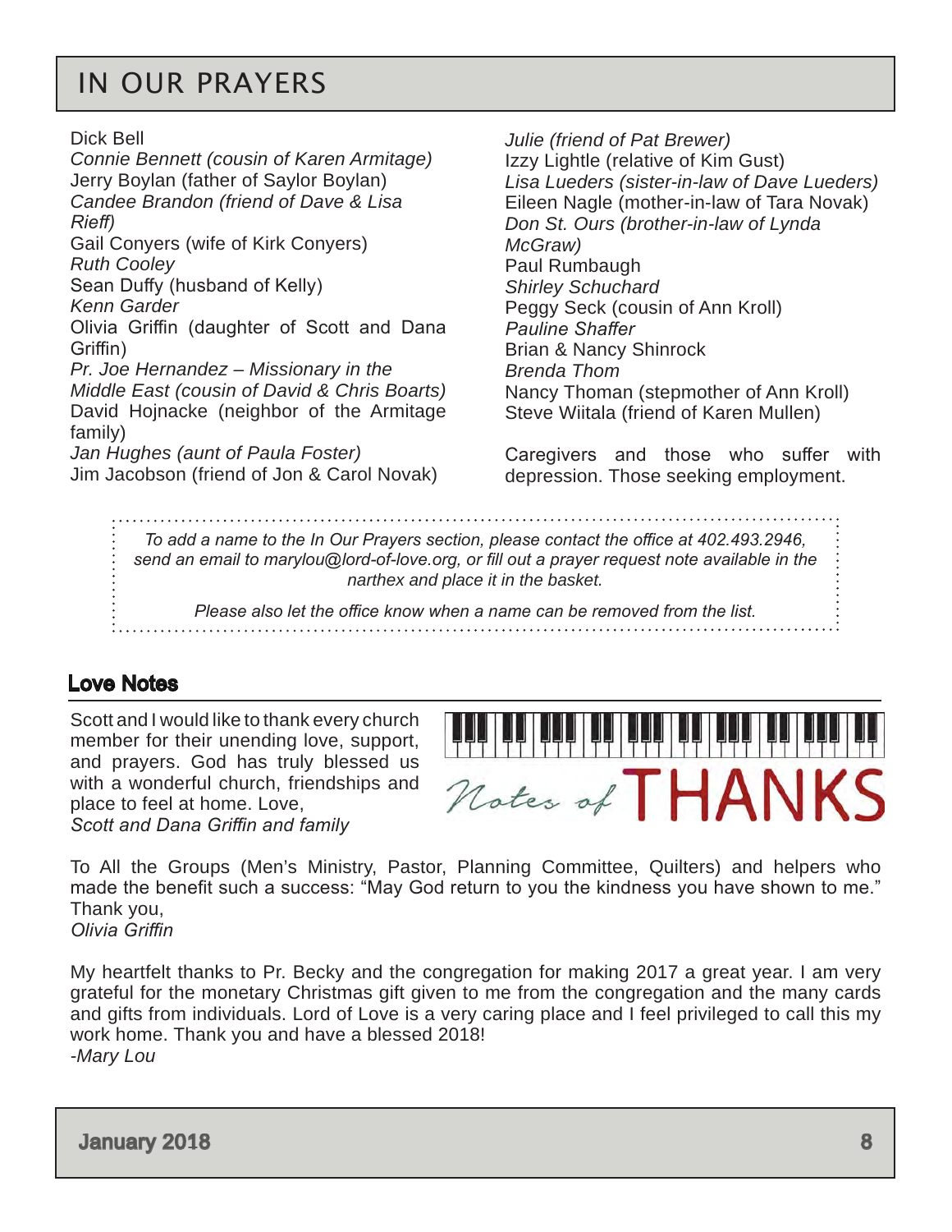# IN OUR PRAYERS

Dick Bell
*Connie Bennett (cousin of Karen Armitage)*
Jerry Boylan (father of Saylor Boylan)
*Candee Brandon (friend of Dave & Lisa Rieff)*
Gail Conyers (wife of Kirk Conyers)
*Ruth Cooley*
Sean Duffy (husband of Kelly)
*Kenn Garder*
Olivia Griffin (daughter of Scott and Dana Griffin)
*Pr. Joe Hernandez – Missionary in the Middle East (cousin of David & Chris Boarts)*
David Hojnacke (neighbor of the Armitage family)
*Jan Hughes (aunt of Paula Foster)*
Jim Jacobson (friend of Jon & Carol Novak)
*Julie (friend of Pat Brewer)*
Izzy Lightle (relative of Kim Gust)
*Lisa Lueders (sister-in-law of Dave Lueders)*
Eileen Nagle (mother-in-law of Tara Novak)
*Don St. Ours (brother-in-law of Lynda McGraw)*
Paul Rumbaugh
*Shirley Schuchard*
Peggy Seck (cousin of Ann Kroll)
*Pauline Shaffer*
Brian & Nancy Shinrock
*Brenda Thom*
Nancy Thoman (stepmother of Ann Kroll)
Steve Wiitala (friend of Karen Mullen)

Caregivers and those who suffer with depression. Those seeking employment.

*To add a name to the In Our Prayers section, please contact the office at 402.493.2946, send an email to marylou@lord-of-love.org, or fill out a prayer request note available in the narthex and place it in the basket.*

*Please also let the office know when a name can be removed from the list.*

## Love Notes

Notes of THANKS

Scott and I would like to thank every church member for their unending love, support, and prayers. God has truly blessed us with a wonderful church, friendships and place to feel at home. Love,
*Scott and Dana Griffin and family*

To All the Groups (Men's Ministry, Pastor, Planning Committee, Quilters) and helpers who made the benefit such a success: "May God return to you the kindness you have shown to me." Thank you,
*Olivia Griffin*

My heartfelt thanks to Pr. Becky and the congregation for making 2017 a great year. I am very grateful for the monetary Christmas gift given to me from the congregation and the many cards and gifts from individuals. Lord of Love is a very caring place and I feel privileged to call this my work home. Thank you and have a blessed 2018!
*-Mary Lou*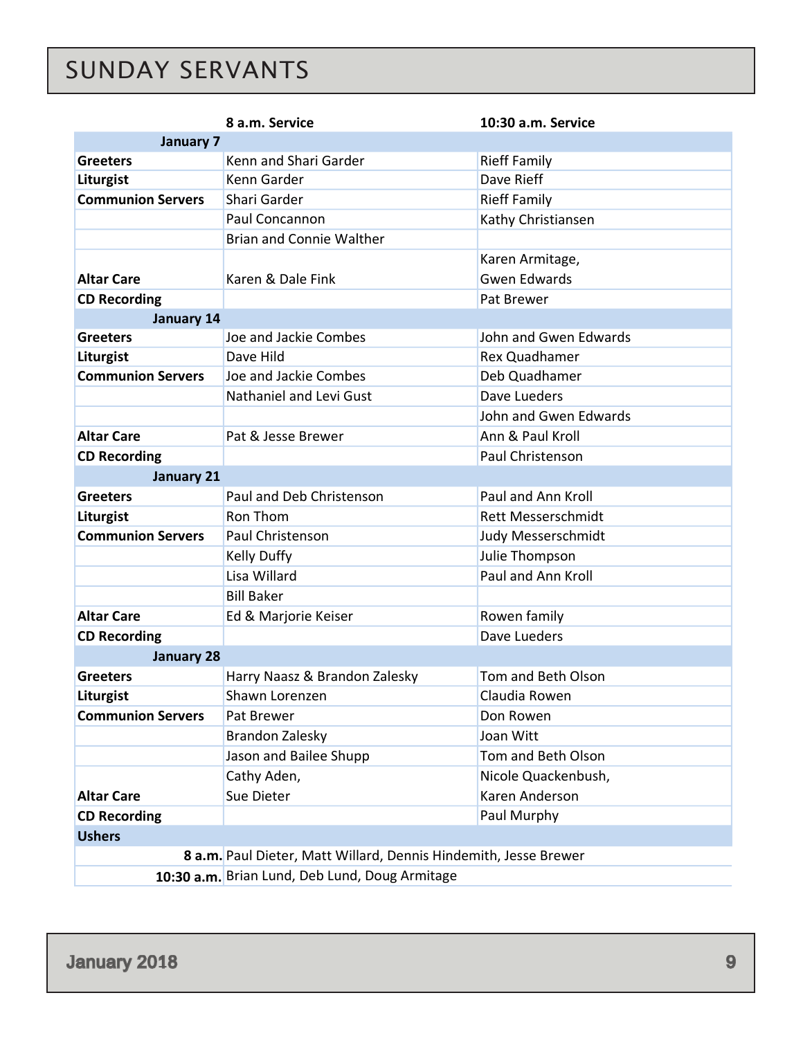# SUNDAY SERVANTS

| | 8 a.m. Service | 10:30 a.m. Service |
|---|---|---|
| **January 7** | | |
| **Greeters** | Kenn and Shari Garder | Rieff Family |
| **Liturgist** | Kenn Garder | Dave Rieff |
| **Communion Servers** | Shari Garder | Rieff Family |
| | Paul Concannon | Kathy Christiansen |
| | Brian and Connie Walther | |
| **Altar Care** | Karen & Dale Fink | Karen Armitage, Gwen Edwards |
| **CD Recording** | | Pat Brewer |
| **January 14** | | |
| **Greeters** | Joe and Jackie Combes | John and Gwen Edwards |
| **Liturgist** | Dave Hild | Rex Quadhamer |
| **Communion Servers** | Joe and Jackie Combes | Deb Quadhamer |
| | Nathaniel and Levi Gust | Dave Lueders |
| | | John and Gwen Edwards |
| **Altar Care** | Pat & Jesse Brewer | Ann & Paul Kroll |
| **CD Recording** | | Paul Christenson |
| **January 21** | | |
| **Greeters** | Paul and Deb Christenson | Paul and Ann Kroll |
| **Liturgist** | Ron Thom | Rett Messerschmidt |
| **Communion Servers** | Paul Christenson | Judy Messerschmidt |
| | Kelly Duffy | Julie Thompson |
| | Lisa Willard | Paul and Ann Kroll |
| | Bill Baker | |
| **Altar Care** | Ed & Marjorie Keiser | Rowen family |
| **CD Recording** | | Dave Lueders |
| **January 28** | | |
| **Greeters** | Harry Naasz & Brandon Zalesky | Tom and Beth Olson |
| **Liturgist** | Shawn Lorenzen | Claudia Rowen |
| **Communion Servers** | Pat Brewer | Don Rowen |
| | Brandon Zalesky | Joan Witt |
| | Jason and Bailee Shupp | Tom and Beth Olson |
| **Altar Care** | Cathy Aden, Sue Dieter | Nicole Quackenbush, Karen Anderson |
| **CD Recording** | | Paul Murphy |
| **Ushers** | | |
| **8 a.m.** | Paul Dieter, Matt Willard, Dennis Hindemith, Jesse Brewer | |
| **10:30 a.m.** | Brian Lund, Deb Lund, Doug Armitage | |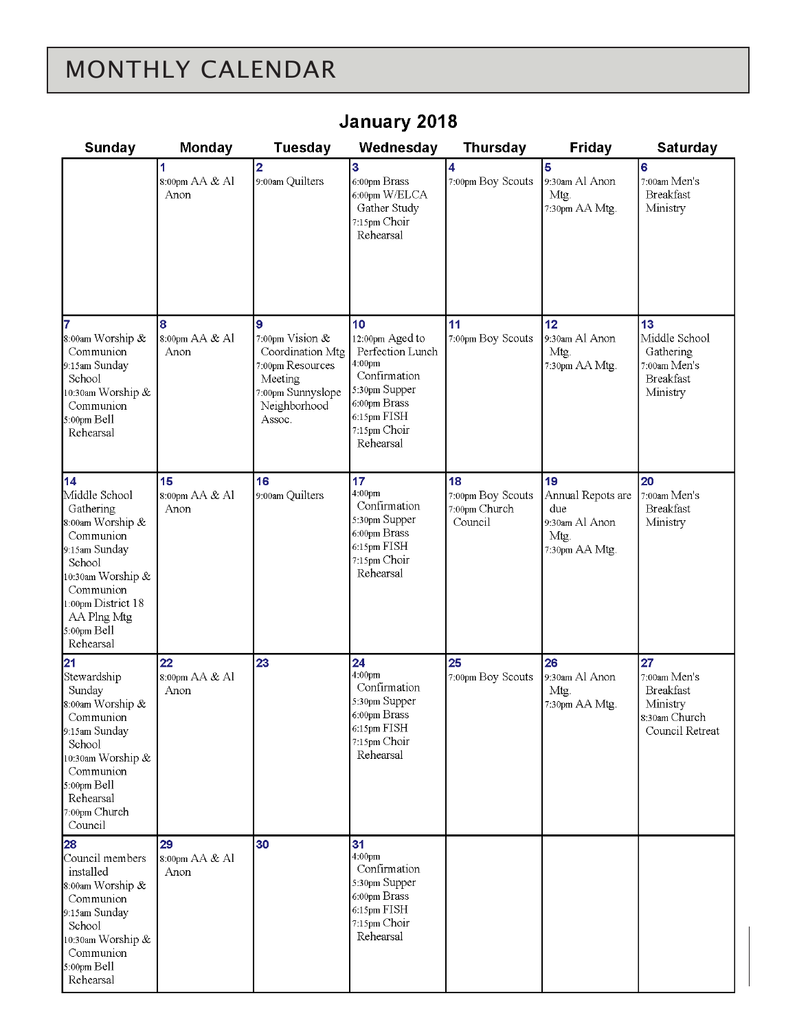# MONTHLY CALENDAR

## January 2018

| Sunday | Monday | Tuesday | Wednesday | Thursday | Friday | Saturday |
|---|---|---|---|---|---|---|
| | **1**<br>8:00pm AA & Al Anon | **2**<br>9:00am Quilters | **3**<br>6:00pm Brass<br>6:00pm W/ELCA Gather Study<br>7:15pm Choir Rehearsal | **4**<br>7:00pm Boy Scouts | **5**<br>9:30am Al Anon Mtg.<br>7:30pm AA Mtg. | **6**<br>7:00am Men's Breakfast Ministry |
| **7**<br>8:00am Worship & Communion<br>9:15am Sunday School<br>10:30am Worship & Communion<br>5:00pm Bell Rehearsal | **8**<br>8:00pm AA & Al Anon | **9**<br>7:00pm Vision & Coordination Mtg<br>7:00pm Resources Meeting<br>7:00pm Sunnyslope Neighborhood Assoc. | **10**<br>12:00pm Aged to Perfection Lunch<br>4:00pm Confirmation<br>5:30pm Supper<br>6:00pm Brass<br>6:15pm FISH<br>7:15pm Choir Rehearsal | **11**<br>7:00pm Boy Scouts | **12**<br>9:30am Al Anon Mtg.<br>7:30pm AA Mtg. | **13**<br>Middle School Gathering<br>7:00am Men's Breakfast Ministry |
| **14**<br>Middle School Gathering<br>8:00am Worship & Communion<br>9:15am Sunday School<br>10:30am Worship & Communion<br>1:00pm District 18 AA Plng Mtg<br>5:00pm Bell Rehearsal | **15**<br>8:00pm AA & Al Anon | **16**<br>9:00am Quilters | **17**<br>4:00pm Confirmation<br>5:30pm Supper<br>6:00pm Brass<br>6:15pm FISH<br>7:15pm Choir Rehearsal | **18**<br>7:00pm Boy Scouts<br>7:00pm Church Council | **19**<br>Annual Repots are due<br>9:30am Al Anon Mtg.<br>7:30pm AA Mtg. | **20**<br>7:00am Men's Breakfast Ministry |
| **21**<br>Stewardship Sunday<br>8:00am Worship & Communion<br>9:15am Sunday School<br>10:30am Worship & Communion<br>5:00pm Bell Rehearsal<br>7:00pm Church Council | **22**<br>8:00pm AA & Al Anon | **23** | **24**<br>4:00pm Confirmation<br>5:30pm Supper<br>6:00pm Brass<br>6:15pm FISH<br>7:15pm Choir Rehearsal | **25**<br>7:00pm Boy Scouts | **26**<br>9:30am Al Anon Mtg.<br>7:30pm AA Mtg. | **27**<br>7:00am Men's Breakfast Ministry<br>8:30am Church Council Retreat |
| **28**<br>Council members installed<br>8:00am Worship & Communion<br>9:15am Sunday School<br>10:30am Worship & Communion<br>5:00pm Bell Rehearsal | **29**<br>8:00pm AA & Al Anon | **30** | **31**<br>4:00pm Confirmation<br>5:30pm Supper<br>6:00pm Brass<br>6:15pm FISH<br>7:15pm Choir Rehearsal | | | |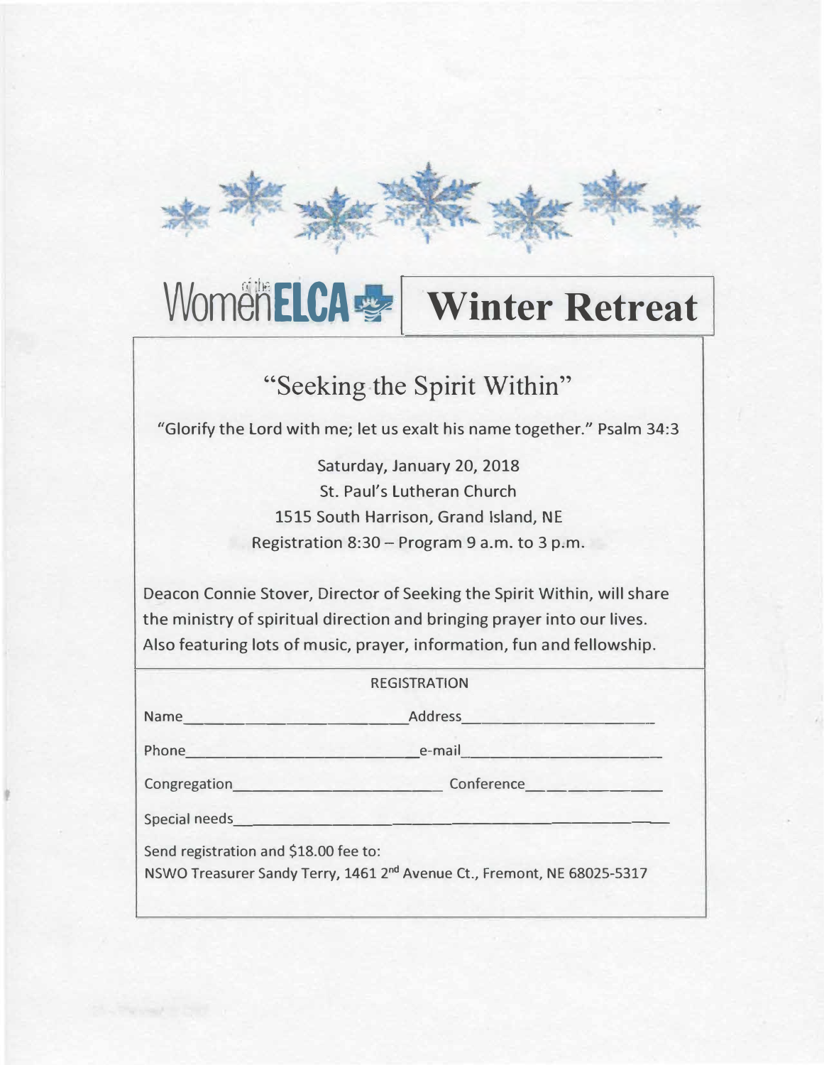# Women of the ELCA Winter Retreat

## "Seeking the Spirit Within"

"Glorify the Lord with me; let us exalt his name together." Psalm 34:3

Saturday, January 20, 2018

St. Paul's Lutheran Church

1515 South Harrison, Grand Island, NE

Registration 8:30 – Program 9 a.m. to 3 p.m.

Deacon Connie Stover, Director of Seeking the Spirit Within, will share the ministry of spiritual direction and bringing prayer into our lives. Also featuring lots of music, prayer, information, fun and fellowship.

REGISTRATION

Name______________________ Address______________________

Phone______________________ e-mail______________________

Congregation______________________ Conference______________________

Special needs______________________________________________

Send registration and $18.00 fee to:

NSWO Treasurer Sandy Terry, 1461 2nd Avenue Ct., Fremont, NE 68025-5317